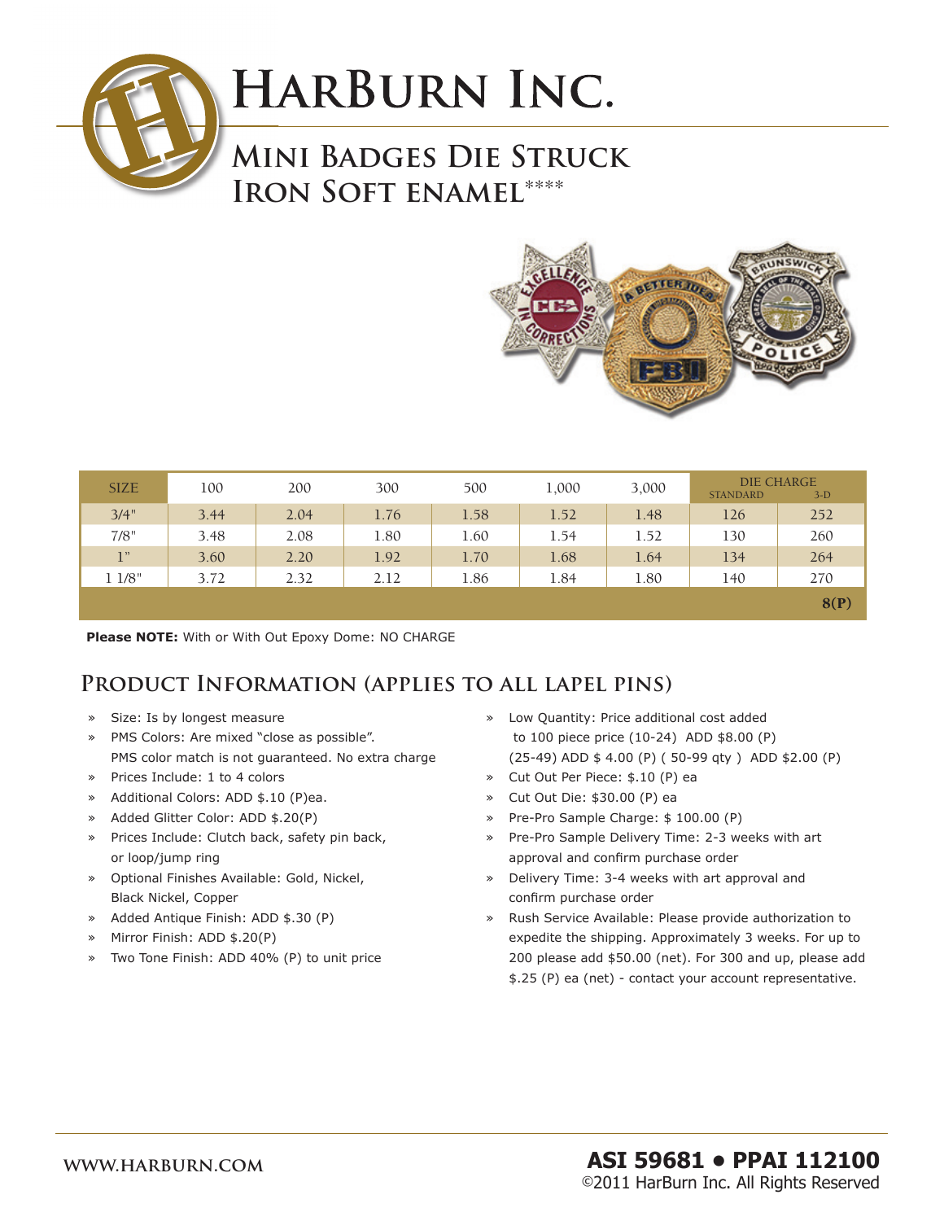# HarBurn Inc.

## Mini Badges Die Struck Iron Soft enamel****

| SIZE | 100 | 200 | 300 | 500 | 1,000 | 3,000 | DIE CHARGE STANDARD | 3-D |
|---|---|---|---|---|---|---|---|---|
| 3/4" | 3.44 | 2.04 | 1.76 | 1.58 | 1.52 | 1.48 | 126 | 252 |
| 7/8" | 3.48 | 2.08 | 1.80 | 1.60 | 1.54 | 1.52 | 130 | 260 |
| 1" | 3.60 | 2.20 | 1.92 | 1.70 | 1.68 | 1.64 | 134 | 264 |
| 1 1/8" | 3.72 | 2.32 | 2.12 | 1.86 | 1.84 | 1.80 | 140 | 270 |
| | | | | | | | | 8(P) |

**Please NOTE:** With or With Out Epoxy Dome: NO CHARGE

## Product Information (applies to all lapel pins)

- Size: Is by longest measure
- PMS Colors: Are mixed "close as possible". PMS color match is not guaranteed. No extra charge
- Prices Include: 1 to 4 colors
- Additional Colors: ADD $.10 (P)ea.
- Added Glitter Color: ADD $.20(P)
- Prices Include: Clutch back, safety pin back, or loop/jump ring
- Optional Finishes Available: Gold, Nickel, Black Nickel, Copper
- Added Antique Finish: ADD $.30 (P)
- Mirror Finish: ADD $.20(P)
- Two Tone Finish: ADD 40% (P) to unit price
- Low Quantity: Price additional cost added to 100 piece price (10-24) ADD $8.00 (P) (25-49) ADD $ 4.00 (P) ( 50-99 qty ) ADD $2.00 (P)
- Cut Out Per Piece: $.10 (P) ea
- Cut Out Die: $30.00 (P) ea
- Pre-Pro Sample Charge: $ 100.00 (P)
- Pre-Pro Sample Delivery Time: 2-3 weeks with art approval and confirm purchase order
- Delivery Time: 3-4 weeks with art approval and confirm purchase order
- Rush Service Available: Please provide authorization to expedite the shipping. Approximately 3 weeks. For up to 200 please add $50.00 (net). For 300 and up, please add $.25 (P) ea (net) - contact your account representative.

WWW.HARBURN.COM

**ASI 59681 • PPAI 112100**

©2011 HarBurn Inc. All Rights Reserved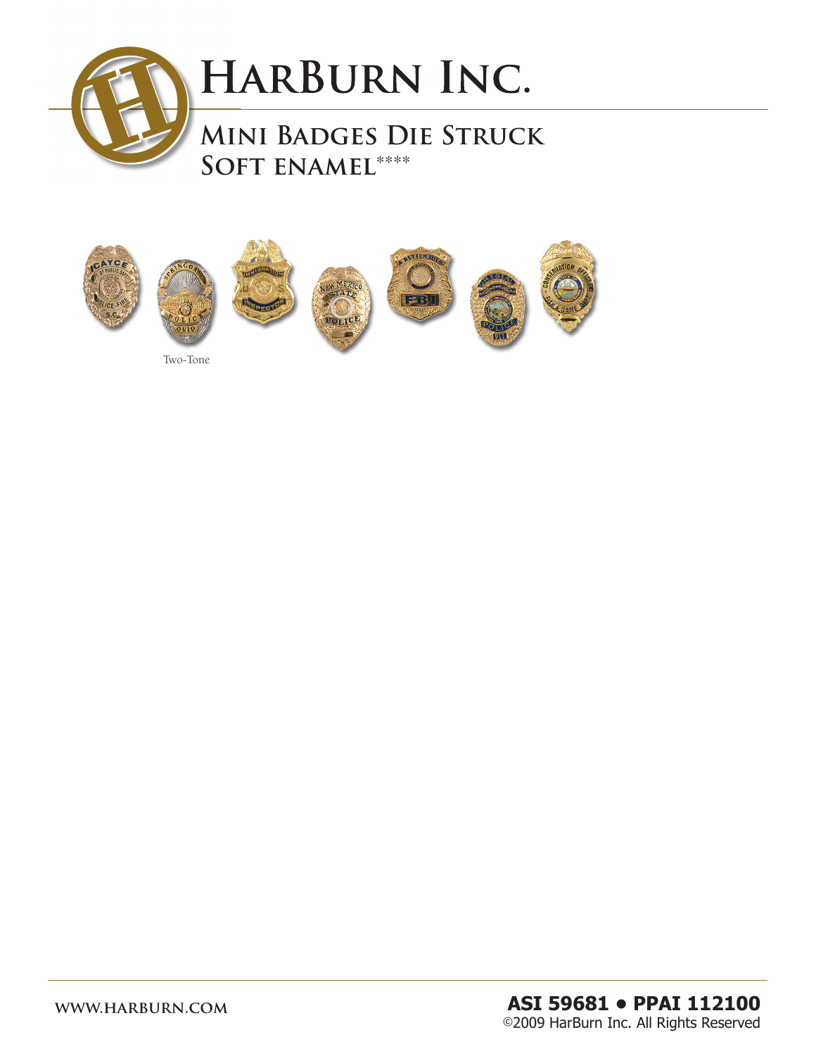# HarBurn Inc.

## Mini Badges Die Struck Soft enamel****

Two-Tone

www.harburn.com

**ASI 59681 • PPAI 112100**

©2009 HarBurn Inc. All Rights Reserved